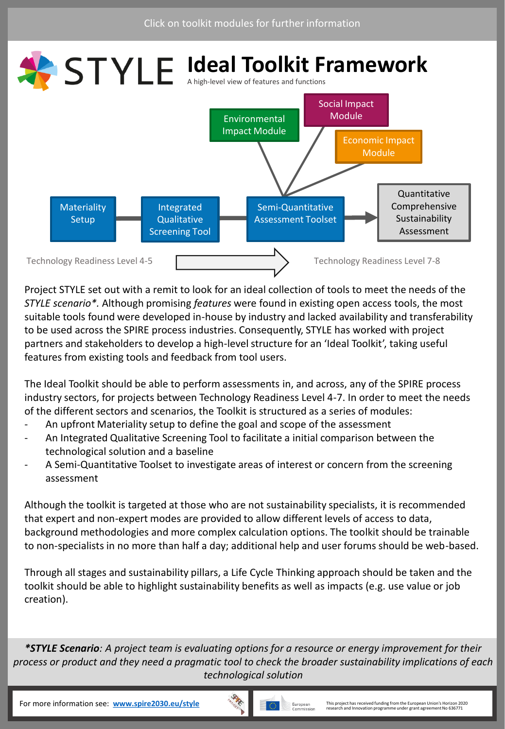Click on toolkit modules for further information

# STYLE Ideal Toolkit Framework

A high-level view of features and functions

Environmental Impact Module

Social Impact Module

Economic Impact Module

Materiality Setup → Integrated Qualitative Screening Tool → Semi-Quantitative Assessment Toolset → Quantitative Comprehensive Sustainability Assessment

Technology Readiness Level 4-5 → Technology Readiness Level 7-8

Project STYLE set out with a remit to look for an ideal collection of tools to meet the needs of the *STYLE scenario\**. Although promising *features* were found in existing open access tools, the most suitable tools found were developed in-house by industry and lacked availability and transferability to be used across the SPIRE process industries. Consequently, STYLE has worked with project partners and stakeholders to develop a high-level structure for an 'Ideal Toolkit', taking useful features from existing tools and feedback from tool users.

The Ideal Toolkit should be able to perform assessments in, and across, any of the SPIRE process industry sectors, for projects between Technology Readiness Level 4-7. In order to meet the needs of the different sectors and scenarios, the Toolkit is structured as a series of modules:

- An upfront Materiality setup to define the goal and scope of the assessment
- An Integrated Qualitative Screening Tool to facilitate a initial comparison between the technological solution and a baseline
- A Semi-Quantitative Toolset to investigate areas of interest or concern from the screening assessment

Although the toolkit is targeted at those who are not sustainability specialists, it is recommended that expert and non-expert modes are provided to allow different levels of access to data, background methodologies and more complex calculation options. The toolkit should be trainable to non-specialists in no more than half a day; additional help and user forums should be web-based.

Through all stages and sustainability pillars, a Life Cycle Thinking approach should be taken and the toolkit should be able to highlight sustainability benefits as well as impacts (e.g. use value or job creation).

***\*STYLE Scenario**: A project team is evaluating options for a resource or energy improvement for their process or product and they need a pragmatic tool to check the broader sustainability implications of each technological solution*

For more information see: **www.spire2030.eu/style**

European Commission

This project has received funding from the European Union's Horizon 2020 research and innovation programme under grant agreement No 636771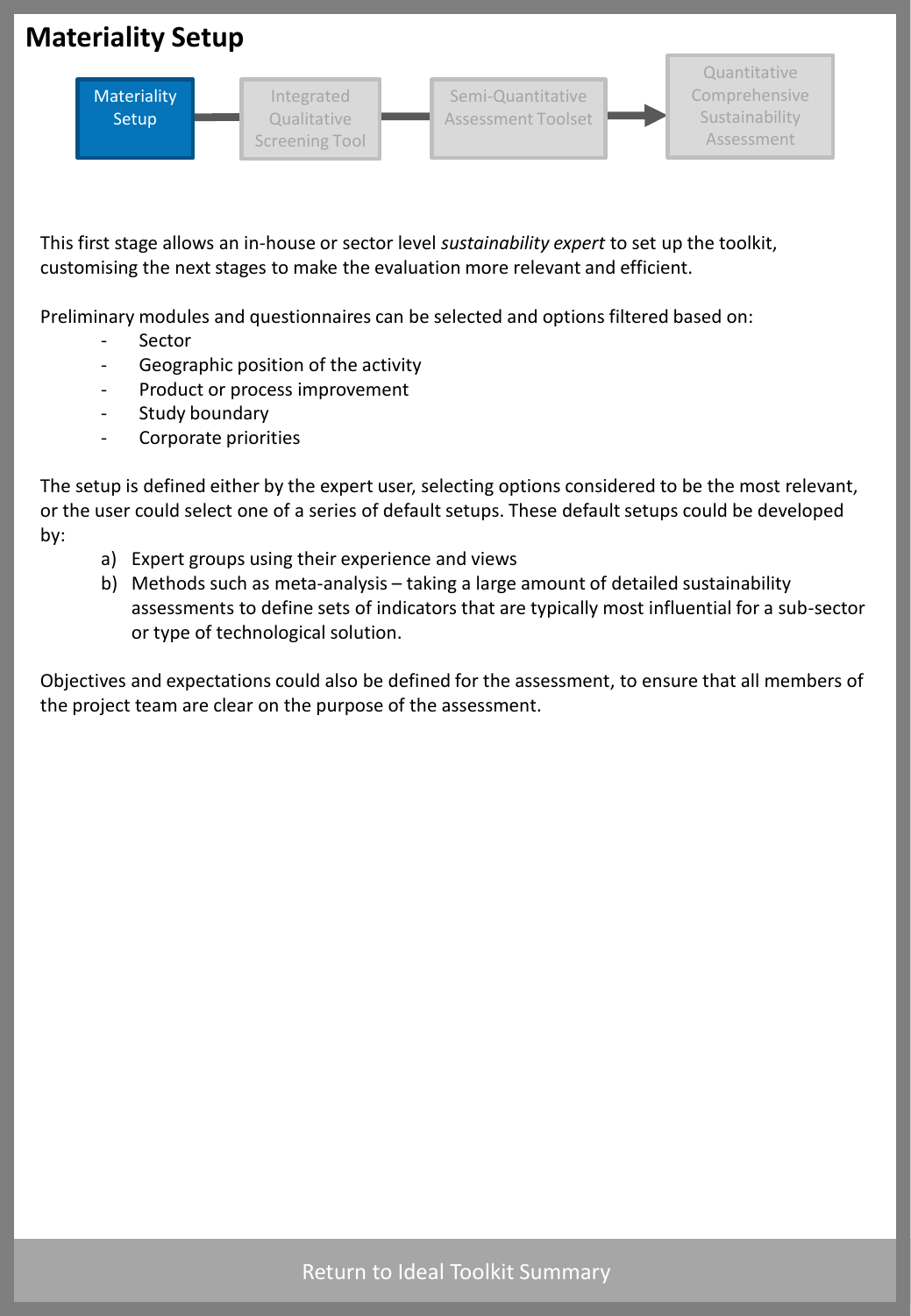# Materiality Setup

Materiality Setup → Integrated Qualitative Screening Tool → Semi-Quantitative Assessment Toolset → Quantitative Comprehensive Sustainability Assessment

This first stage allows an in-house or sector level *sustainability expert* to set up the toolkit, customising the next stages to make the evaluation more relevant and efficient.

Preliminary modules and questionnaires can be selected and options filtered based on:

- Sector
- Geographic position of the activity
- Product or process improvement
- Study boundary
- Corporate priorities

The setup is defined either by the expert user, selecting options considered to be the most relevant, or the user could select one of a series of default setups. These default setups could be developed by:

a) Expert groups using their experience and views
b) Methods such as meta-analysis – taking a large amount of detailed sustainability assessments to define sets of indicators that are typically most influential for a sub-sector or type of technological solution.

Objectives and expectations could also be defined for the assessment, to ensure that all members of the project team are clear on the purpose of the assessment.

Return to Ideal Toolkit Summary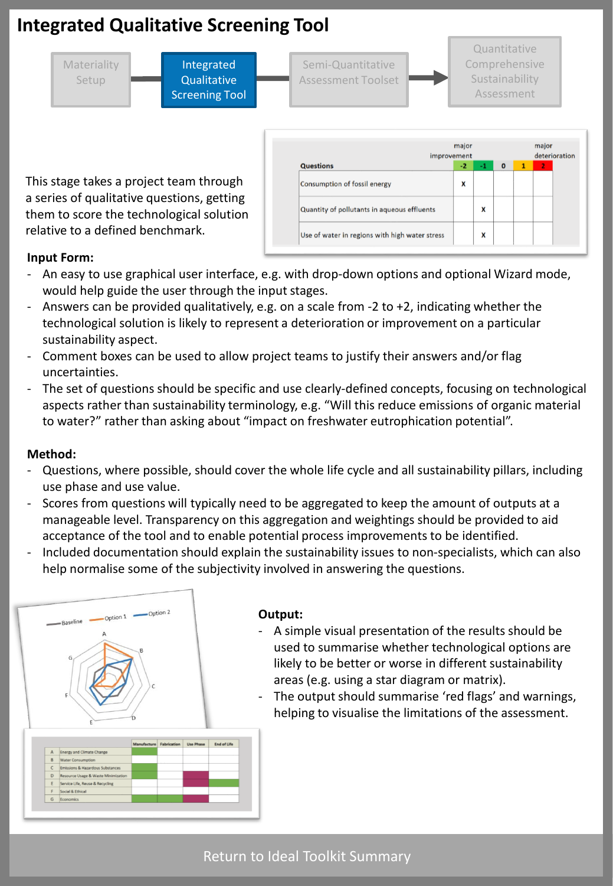# Integrated Qualitative Screening Tool

Materiality Setup → **Integrated Qualitative Screening Tool** → Semi-Quantitative Assessment Toolset → Quantitative Comprehensive Sustainability Assessment

This stage takes a project team through a series of qualitative questions, getting them to score the technological solution relative to a defined benchmark.

| Questions | -2 (major improvement) | -1 | 0 | 1 | 2 (major deterioration) |
|---|---|---|---|---|---|
| Consumption of fossil energy | x | | | | |
| Quantity of pollutants in aqueous effluents | | x | | | |
| Use of water in regions with high water stress | | x | | | |

**Input Form:**

- An easy to use graphical user interface, e.g. with drop-down options and optional Wizard mode, would help guide the user through the input stages.
- Answers can be provided qualitatively, e.g. on a scale from -2 to +2, indicating whether the technological solution is likely to represent a deterioration or improvement on a particular sustainability aspect.
- Comment boxes can be used to allow project teams to justify their answers and/or flag uncertainties.
- The set of questions should be specific and use clearly-defined concepts, focusing on technological aspects rather than sustainability terminology, e.g. "Will this reduce emissions of organic material to water?" rather than asking about "impact on freshwater eutrophication potential".

**Method:**

- Questions, where possible, should cover the whole life cycle and all sustainability pillars, including use phase and use value.
- Scores from questions will typically need to be aggregated to keep the amount of outputs at a manageable level. Transparency on this aggregation and weightings should be provided to aid acceptance of the tool and to enable potential process improvements to be identified.
- Included documentation should explain the sustainability issues to non-specialists, which can also help normalise some of the subjectivity involved in answering the questions.

**Output:**

- A simple visual presentation of the results should be used to summarise whether technological options are likely to be better or worse in different sustainability areas (e.g. using a star diagram or matrix).
- The output should summarise 'red flags' and warnings, helping to visualise the limitations of the assessment.

| | | Manufacture | Fabrication | Use Phase | End of Life |
|---|---|---|---|---|---|
| A | Energy and Climate Change | | | | |
| B | Water Consumption | | | | |
| C | Emissions & Hazardous Substances | | | | |
| D | Resource Usage & Waste Minimization | | | | |
| E | Service Life, Reuse & Recycling | | | | |
| F | Social & Ethical | | | | |
| G | Economics | | | | |

Return to Ideal Toolkit Summary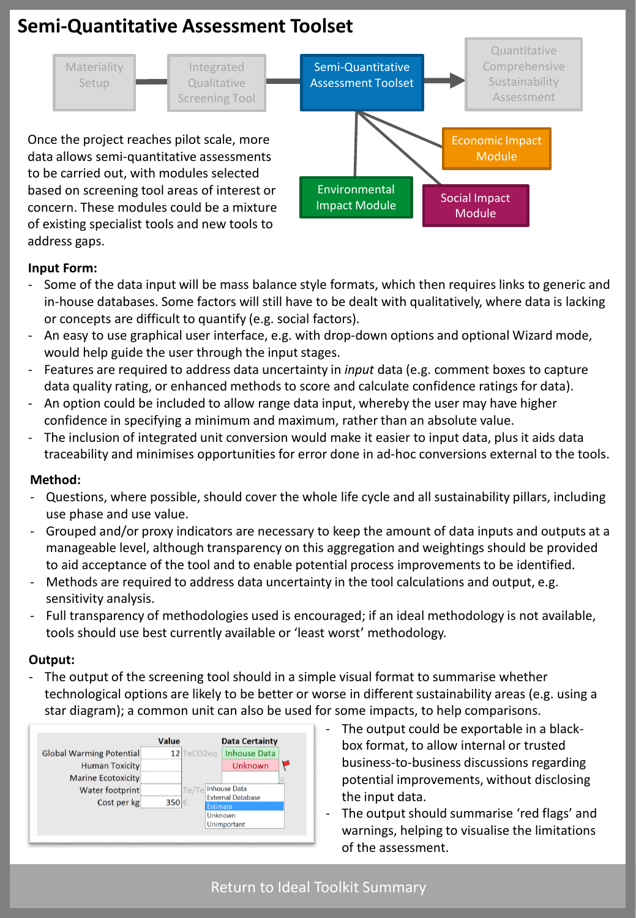# Semi-Quantitative Assessment Toolset

Materiality Setup → Integrated Qualitative Screening Tool → Semi-Quantitative Assessment Toolset → Quantitative Comprehensive Sustainability Assessment

Semi-Quantitative Assessment Toolset: Economic Impact Module; Environmental Impact Module; Social Impact Module

Once the project reaches pilot scale, more data allows semi-quantitative assessments to be carried out, with modules selected based on screening tool areas of interest or concern. These modules could be a mixture of existing specialist tools and new tools to address gaps.

**Input Form:**

- Some of the data input will be mass balance style formats, which then requires links to generic and in-house databases. Some factors will still have to be dealt with qualitatively, where data is lacking or concepts are difficult to quantify (e.g. social factors).
- An easy to use graphical user interface, e.g. with drop-down options and optional Wizard mode, would help guide the user through the input stages.
- Features are required to address data uncertainty in *input* data (e.g. comment boxes to capture data quality rating, or enhanced methods to score and calculate confidence ratings for data).
- An option could be included to allow range data input, whereby the user may have higher confidence in specifying a minimum and maximum, rather than an absolute value.
- The inclusion of integrated unit conversion would make it easier to input data, plus it aids data traceability and minimises opportunities for error done in ad-hoc conversions external to the tools.

**Method:**

- Questions, where possible, should cover the whole life cycle and all sustainability pillars, including use phase and use value.
- Grouped and/or proxy indicators are necessary to keep the amount of data inputs and outputs at a manageable level, although transparency on this aggregation and weightings should be provided to aid acceptance of the tool and to enable potential process improvements to be identified.
- Methods are required to address data uncertainty in the tool calculations and output, e.g. sensitivity analysis.
- Full transparency of methodologies used is encouraged; if an ideal methodology is not available, tools should use best currently available or 'least worst' methodology.

**Output:**

- The output of the screening tool should in a simple visual format to summarise whether technological options are likely to be better or worse in different sustainability areas (e.g. using a star diagram); a common unit can also be used for some impacts, to help comparisons.

| | Value | | Data Certainty |
|---|---|---|---|
| Global Warming Potential | 12 | TeCO2eq | Inhouse Data |
| Human Toxicity | | | Unknown |
| Marine Ecotoxicity | | | |
| Water footprint | | Te/Te | Inhouse Data / External Database / Estimate / Unknown / Unimportant |
| Cost per kg | 350 | € | |

- The output could be exportable in a black-box format, to allow internal or trusted business-to-business discussions regarding potential improvements, without disclosing the input data.
- The output should summarise 'red flags' and warnings, helping to visualise the limitations of the assessment.

Return to Ideal Toolkit Summary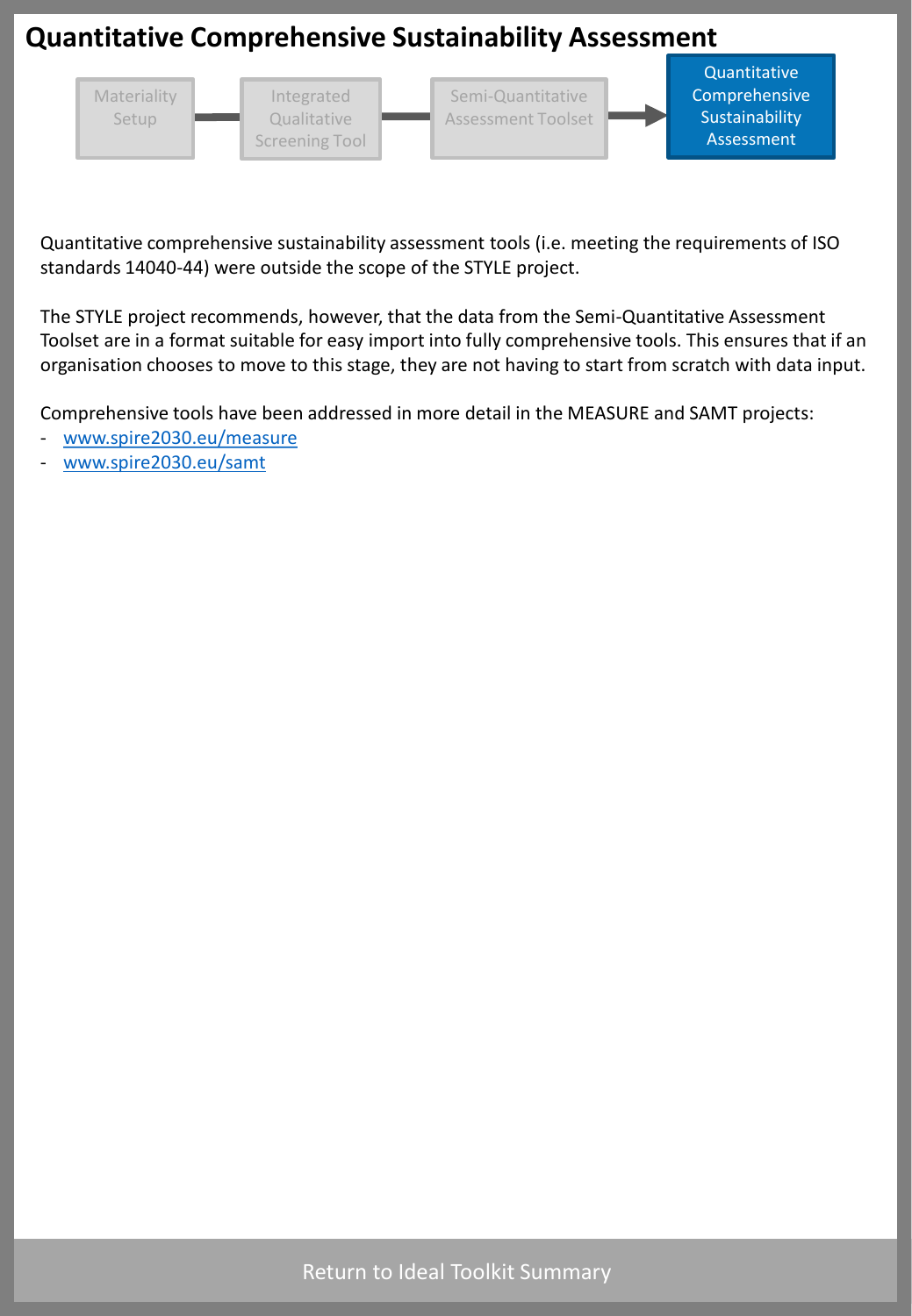# Quantitative Comprehensive Sustainability Assessment

Materiality Setup → Integrated Qualitative Screening Tool → Semi-Quantitative Assessment Toolset → **Quantitative Comprehensive Sustainability Assessment**

Quantitative comprehensive sustainability assessment tools (i.e. meeting the requirements of ISO standards 14040-44) were outside the scope of the STYLE project.

The STYLE project recommends, however, that the data from the Semi-Quantitative Assessment Toolset are in a format suitable for easy import into fully comprehensive tools. This ensures that if an organisation chooses to move to this stage, they are not having to start from scratch with data input.

Comprehensive tools have been addressed in more detail in the MEASURE and SAMT projects:

- www.spire2030.eu/measure
- www.spire2030.eu/samt

Return to Ideal Toolkit Summary